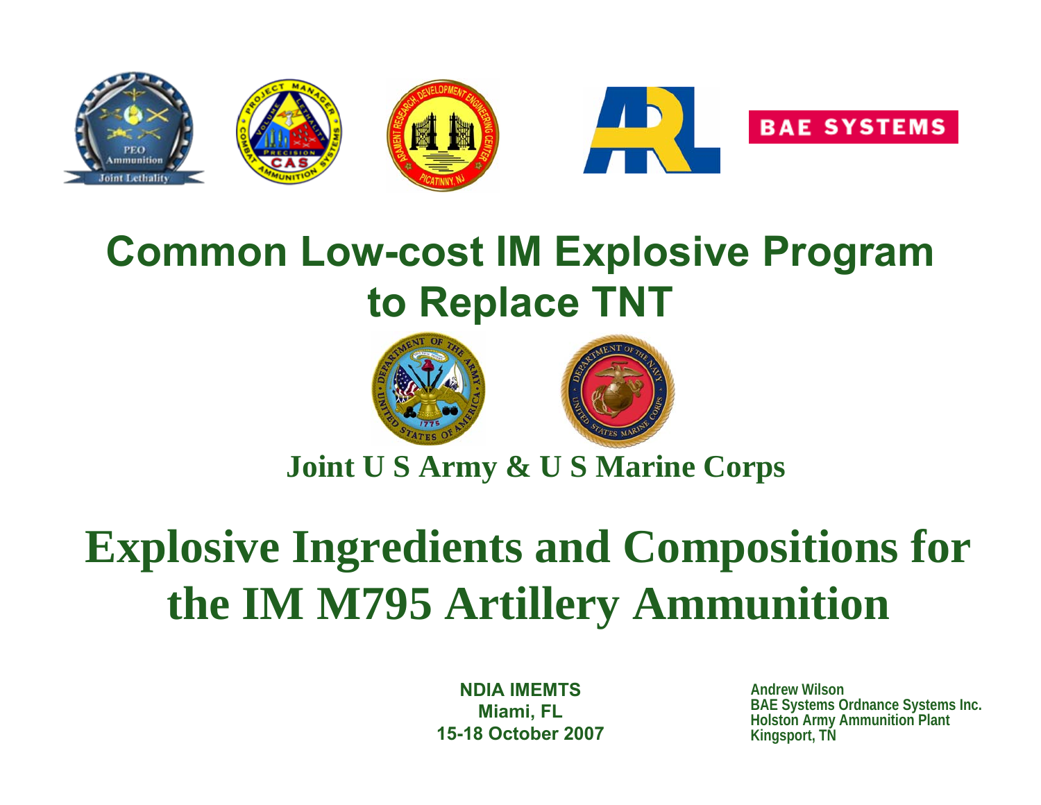# Common Low-cost IM Explosive Program to Replace TNT

**Joint U S Army & U S Marine Corps**

# Explosive Ingredients and Compositions for the IM M795 Artillery Ammunition

**NDIA IMEMTS**
**Miami, FL**
**15-18 October 2007**

**Andrew Wilson**
**BAE Systems Ordnance Systems Inc.**
**Holston Army Ammunition Plant**
**Kingsport, TN**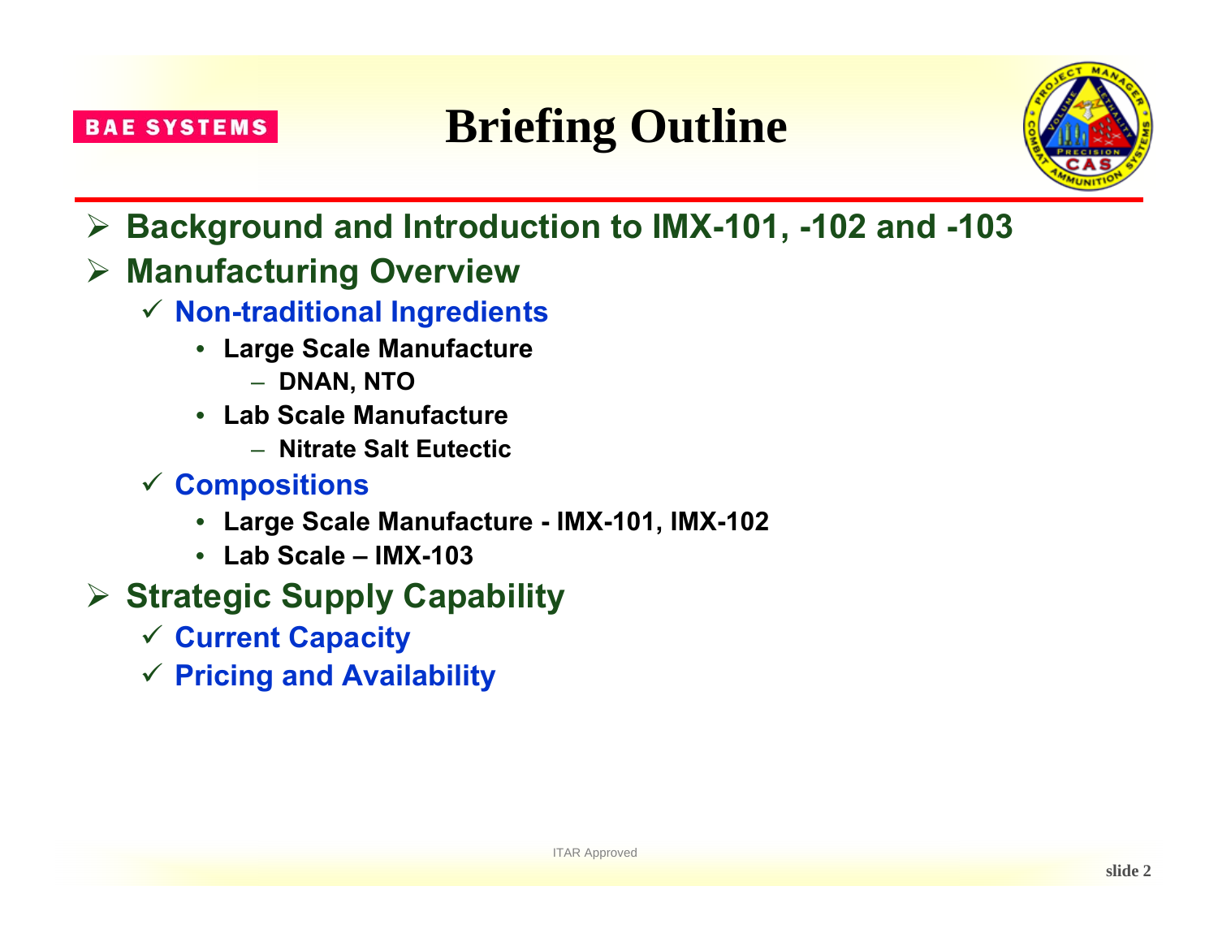# Briefing Outline

- **Background and Introduction to IMX-101, -102 and -103**
- **Manufacturing Overview**
  - **Non-traditional Ingredients**
    - **Large Scale Manufacture**
      - **DNAN, NTO**
    - **Lab Scale Manufacture**
      - **Nitrate Salt Eutectic**
  - **Compositions**
    - **Large Scale Manufacture - IMX-101, IMX-102**
    - **Lab Scale – IMX-103**
- **Strategic Supply Capability**
  - **Current Capacity**
  - **Pricing and Availability**

ITAR Approved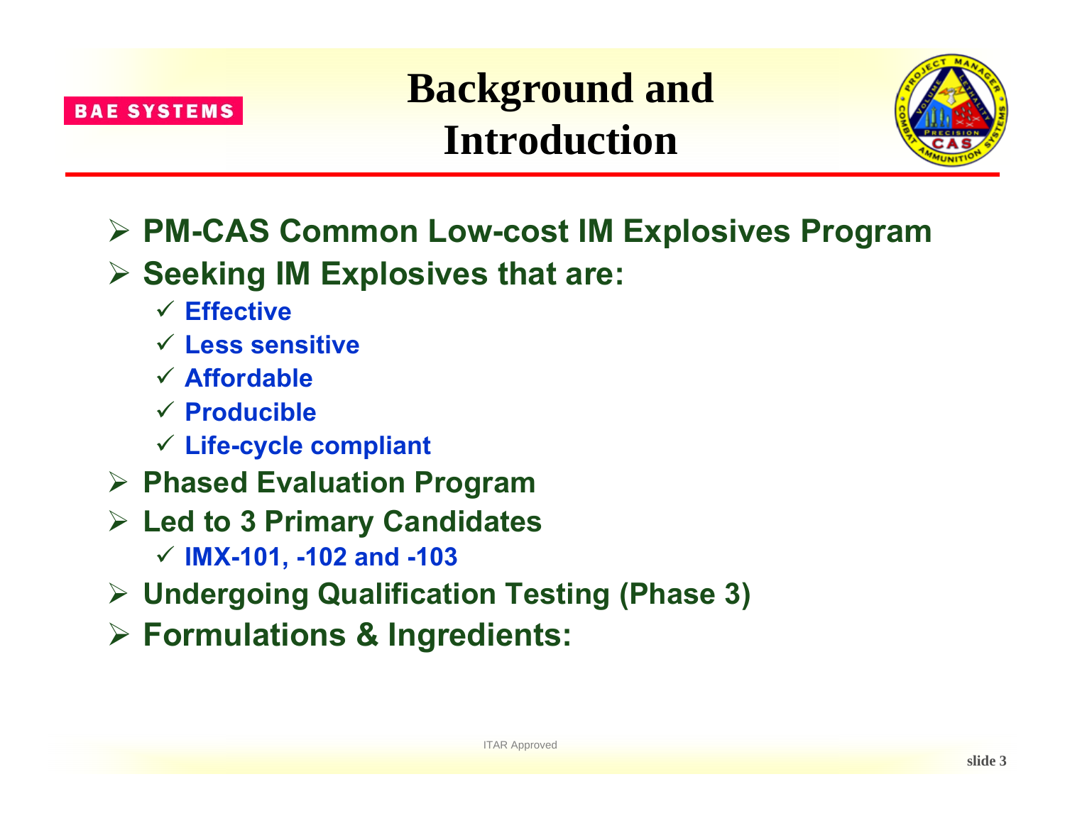# Background and Introduction

- **PM-CAS Common Low-cost IM Explosives Program**
- **Seeking IM Explosives that are:**
  - ✓ **Effective**
  - ✓ **Less sensitive**
  - ✓ **Affordable**
  - ✓ **Producible**
  - ✓ **Life-cycle compliant**
- **Phased Evaluation Program**
- **Led to 3 Primary Candidates**
  - ✓ **IMX-101, -102 and -103**
- **Undergoing Qualification Testing (Phase 3)**
- **Formulations & Ingredients:**

ITAR Approved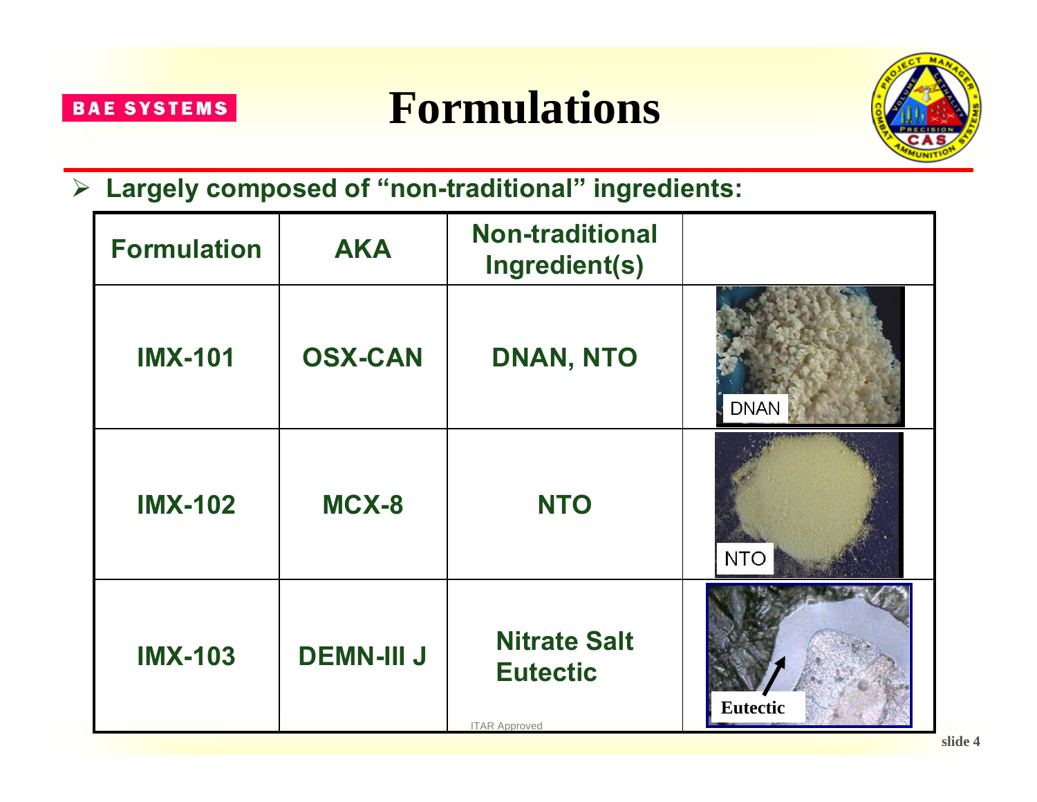# Formulations

- **Largely composed of "non-traditional" ingredients:**

| Formulation | AKA | Non-traditional Ingredient(s) | |
|---|---|---|---|
| IMX-101 | OSX-CAN | DNAN, NTO | DNAN |
| IMX-102 | MCX-8 | NTO | NTO |
| IMX-103 | DEMN-III J | Nitrate Salt Eutectic | Eutectic |

ITAR Approved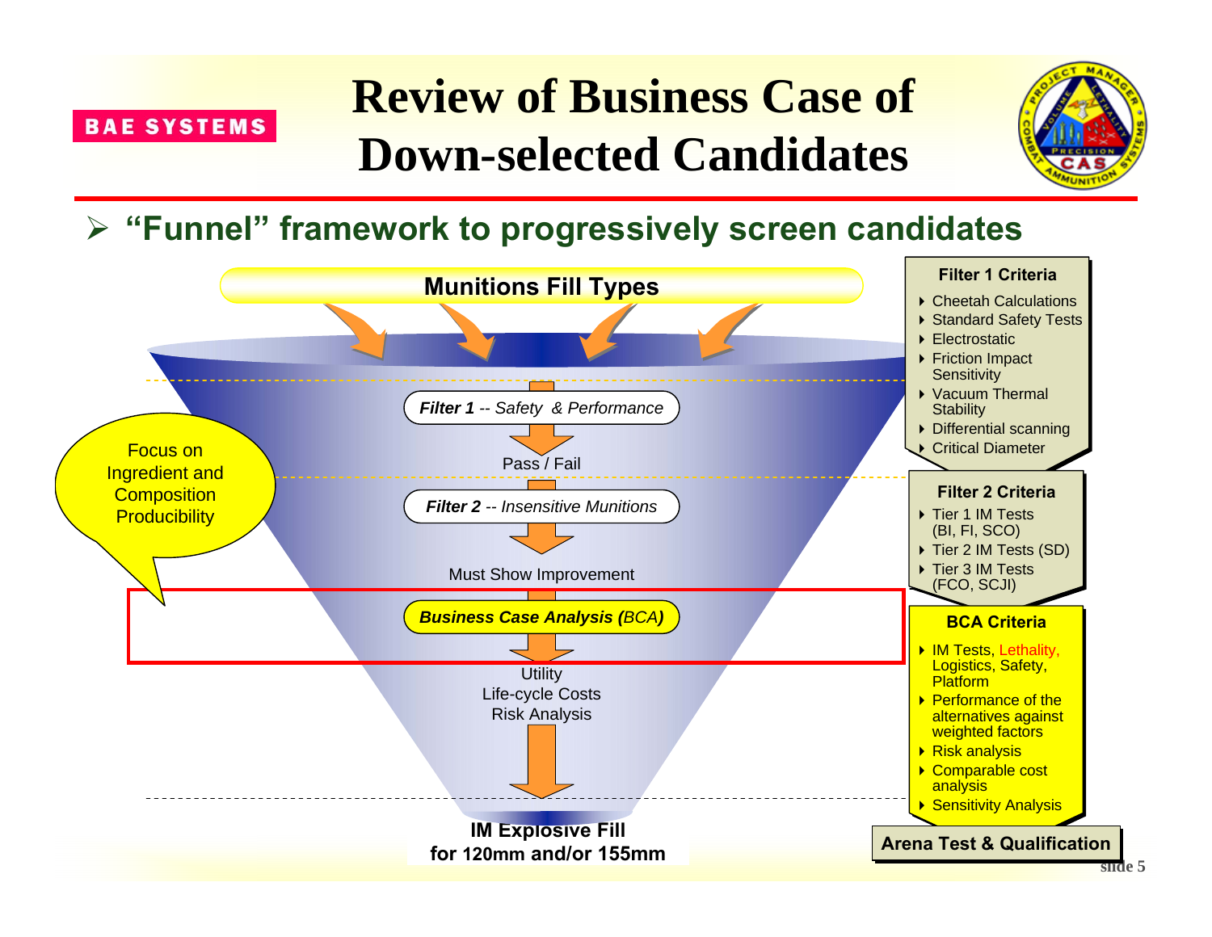# Review of Business Case of Down-selected Candidates

- **"Funnel" framework to progressively screen candidates**

**Munitions Fill Types**

*Filter 1 -- Safety & Performance*

Pass / Fail

*Filter 2 -- Insensitive Munitions*

Must Show Improvement

***Business Case Analysis (BCA)***

Utility
Life-cycle Costs
Risk Analysis

**IM Explosive Fill for 120mm and/or 155mm**

Focus on Ingredient and Composition Producibility

**Filter 1 Criteria**

- Cheetah Calculations
- Standard Safety Tests
- Electrostatic
- Friction Impact Sensitivity
- Vacuum Thermal Stability
- Differential scanning
- Critical Diameter

**Filter 2 Criteria**

- Tier 1 IM Tests (BI, FI, SCO)
- Tier 2 IM Tests (SD)
- Tier 3 IM Tests (FCO, SCJI)

**BCA Criteria**

- IM Tests, Lethality, Logistics, Safety, Platform
- Performance of the alternatives against weighted factors
- Risk analysis
- Comparable cost analysis
- Sensitivity Analysis

**Arena Test & Qualification**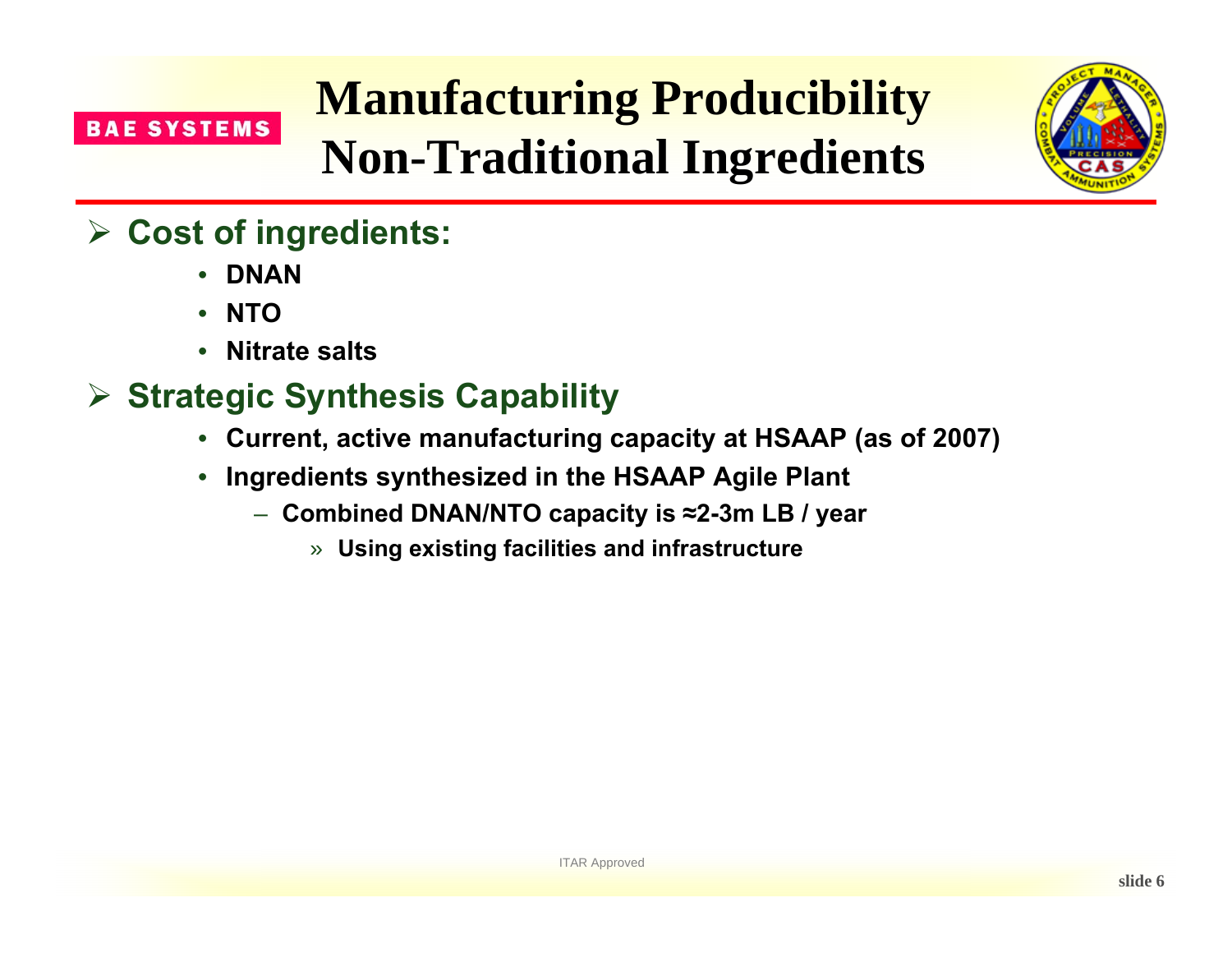# Manufacturing Producibility Non-Traditional Ingredients

- **Cost of ingredients:**
  - **DNAN**
  - **NTO**
  - **Nitrate salts**
- **Strategic Synthesis Capability**
  - **Current, active manufacturing capacity at HSAAP (as of 2007)**
  - **Ingredients synthesized in the HSAAP Agile Plant**
    - **Combined DNAN/NTO capacity is ≈2-3m LB / year**
      - **Using existing facilities and infrastructure**

ITAR Approved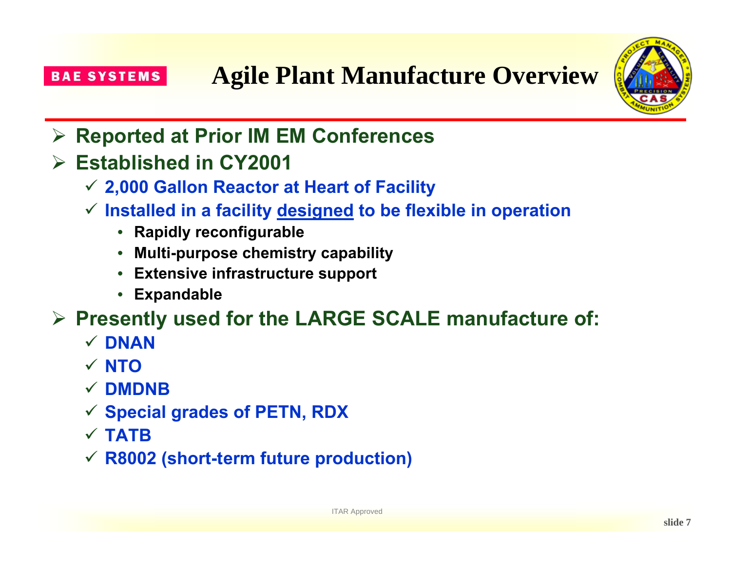# Agile Plant Manufacture Overview

- **Reported at Prior IM EM Conferences**
- **Established in CY2001**
  - ✓ **2,000 Gallon Reactor at Heart of Facility**
  - ✓ **Installed in a facility designed to be flexible in operation**
    - **Rapidly reconfigurable**
    - **Multi-purpose chemistry capability**
    - **Extensive infrastructure support**
    - **Expandable**
- **Presently used for the LARGE SCALE manufacture of:**
  - ✓ **DNAN**
  - ✓ **NTO**
  - ✓ **DMDNB**
  - ✓ **Special grades of PETN, RDX**
  - ✓ **TATB**
  - ✓ **R8002 (short-term future production)**

ITAR Approved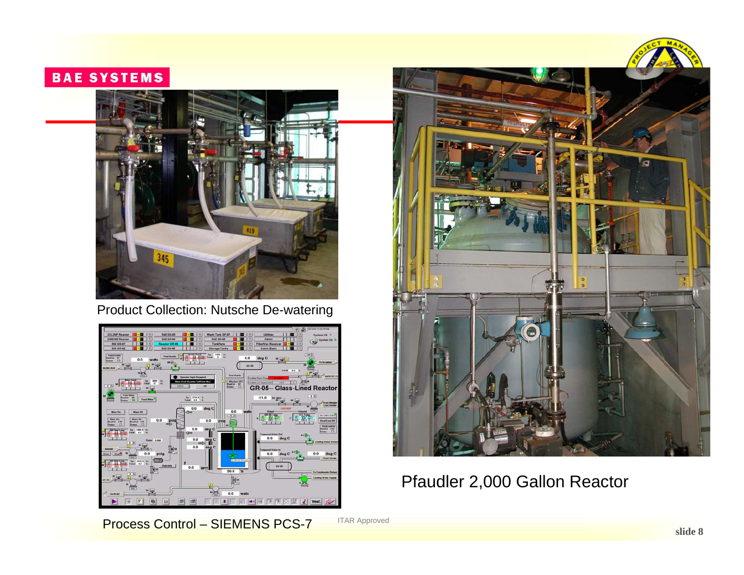Product Collection: Nutsche De-watering

Process Control – SIEMENS PCS-7

Pfaudler 2,000 Gallon Reactor

ITAR Approved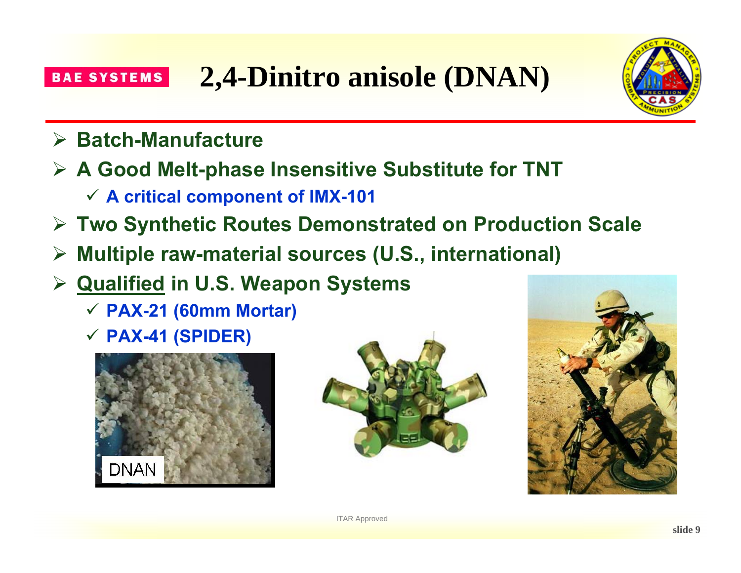# 2,4-Dinitro anisole (DNAN)

- **Batch-Manufacture**
- **A Good Melt-phase Insensitive Substitute for TNT**
  - ✓ **A critical component of IMX-101**
- **Two Synthetic Routes Demonstrated on Production Scale**
- **Multiple raw-material sources (U.S., international)**
- **Qualified in U.S. Weapon Systems**
  - ✓ **PAX-21 (60mm Mortar)**
  - ✓ **PAX-41 (SPIDER)**

DNAN

ITAR Approved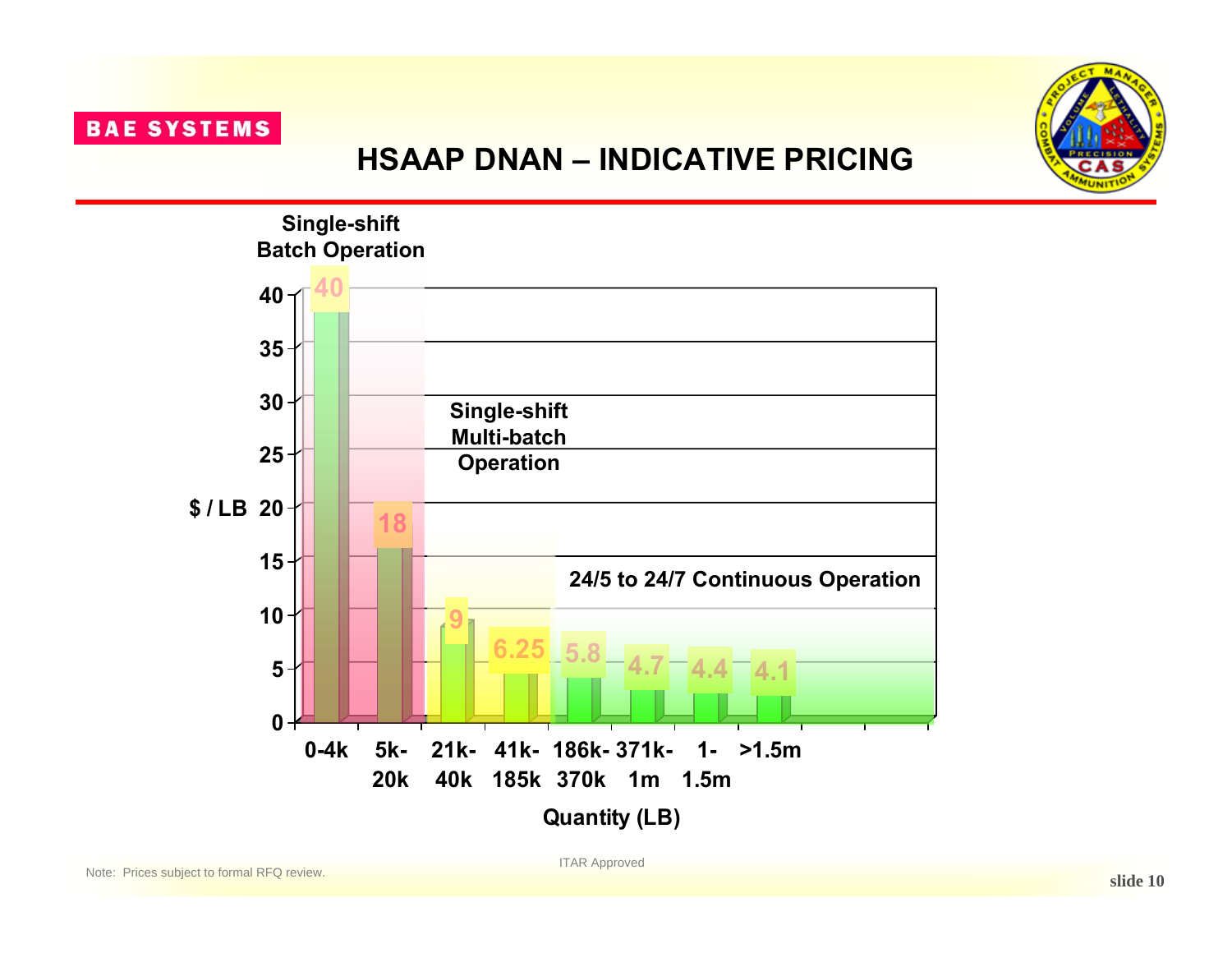# HSAAP DNAN – INDICATIVE PRICING

| Quantity (LB) | $ / LB | Operation |
|---|---|---|
| 0-4k | 40 | Single-shift Batch Operation |
| 5k-20k | 18 | Single-shift Batch Operation |
| 21k-40k | 9 | Single-shift Multi-batch Operation |
| 41k-185k | 6.25 | Single-shift Multi-batch Operation |
| 186k-370k | 5.8 | 24/5 to 24/7 Continuous Operation |
| 371k-1m | 4.7 | 24/5 to 24/7 Continuous Operation |
| 1-1.5m | 4.4 | 24/5 to 24/7 Continuous Operation |
| >1.5m | 4.1 | 24/5 to 24/7 Continuous Operation |

Note: Prices subject to formal RFQ review.

ITAR Approved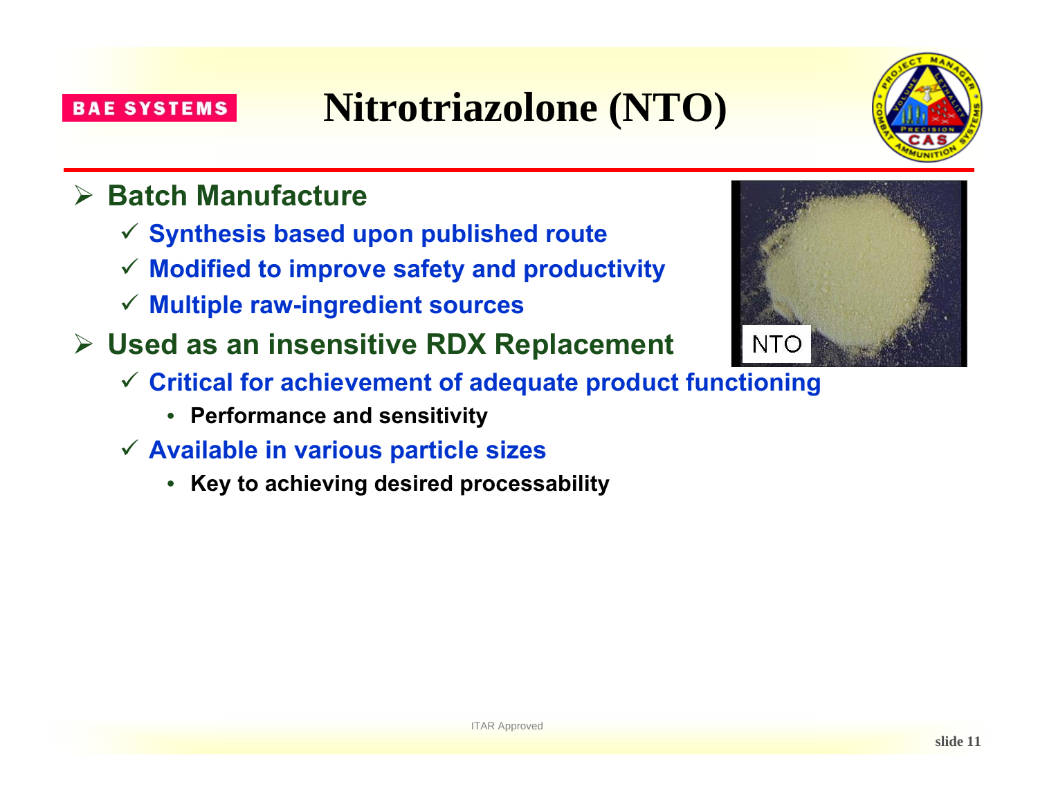# Nitrotriazolone (NTO)

- **Batch Manufacture**
  - **Synthesis based upon published route**
  - **Modified to improve safety and productivity**
  - **Multiple raw-ingredient sources**
- **Used as an insensitive RDX Replacement**
  - **Critical for achievement of adequate product functioning**
    - **Performance and sensitivity**
  - **Available in various particle sizes**
    - **Key to achieving desired processability**

ITAR Approved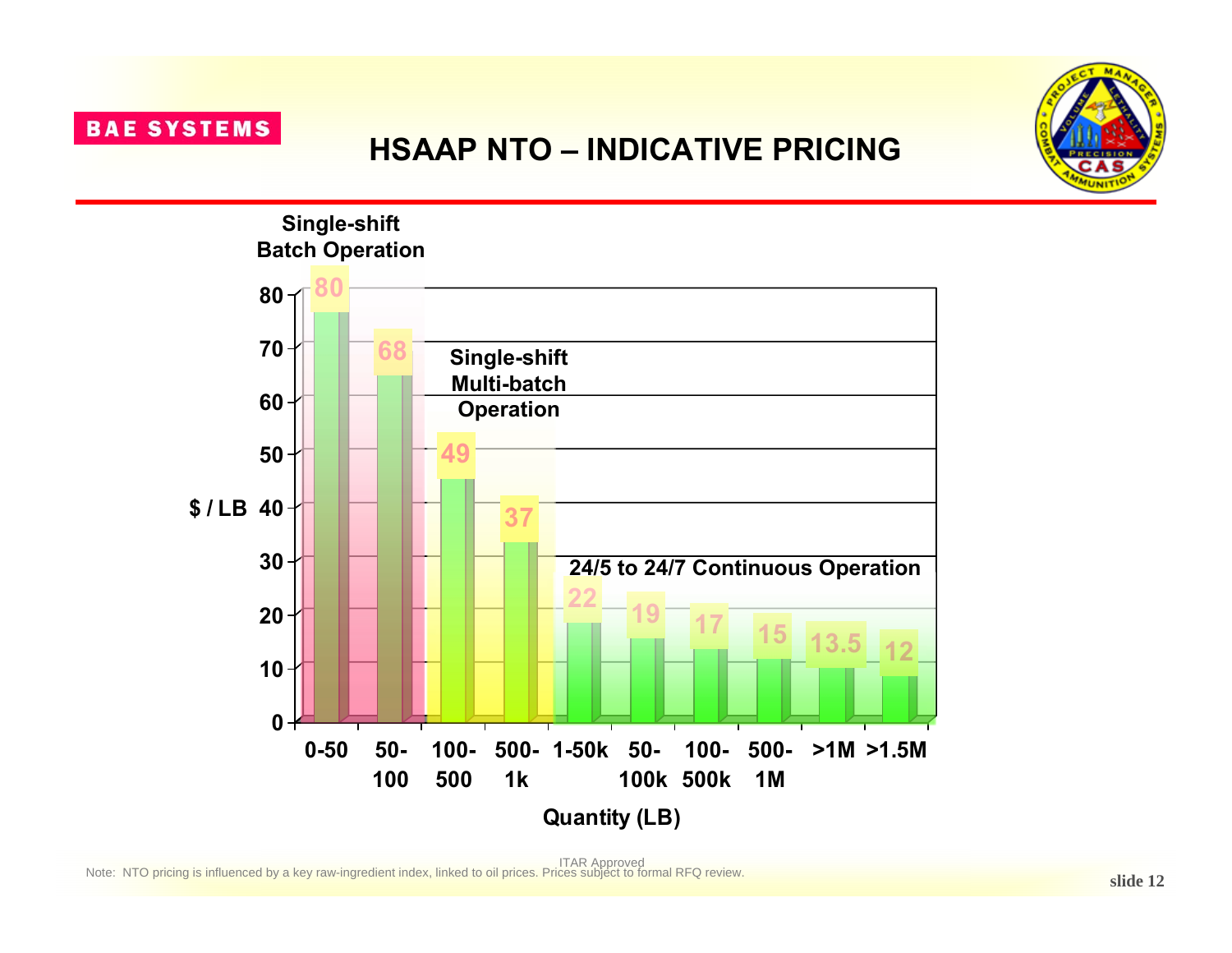BAE SYSTEMS

# HSAAP NTO – INDICATIVE PRICING

Single-shift Batch Operation

Single-shift Multi-batch Operation

24/5 to 24/7 Continuous Operation

| Quantity (LB) | $ / LB |
|---|---|
| 0-50 | 80 |
| 50-100 | 68 |
| 100-500 | 49 |
| 500-1k | 37 |
| 1-50k | 22 |
| 50-100k | 19 |
| 100-500k | 17 |
| 500-1M | 15 |
| >1M | 13.5 |
| >1.5M | 12 |

ITAR Approved

Note: NTO pricing is influenced by a key raw-ingredient index, linked to oil prices. Prices subject to formal RFQ review.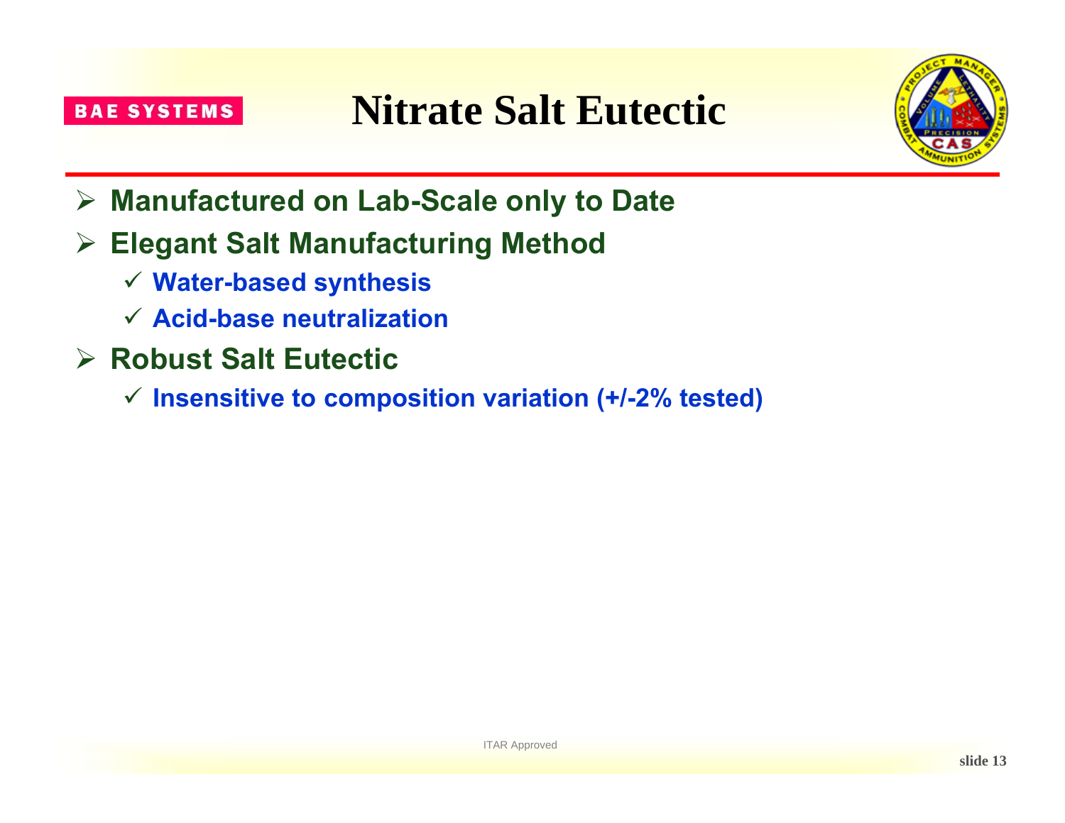# Nitrate Salt Eutectic

- Manufactured on Lab-Scale only to Date
- Elegant Salt Manufacturing Method
  - ✓ Water-based synthesis
  - ✓ Acid-base neutralization
- Robust Salt Eutectic
  - ✓ Insensitive to composition variation (+/-2% tested)

ITAR Approved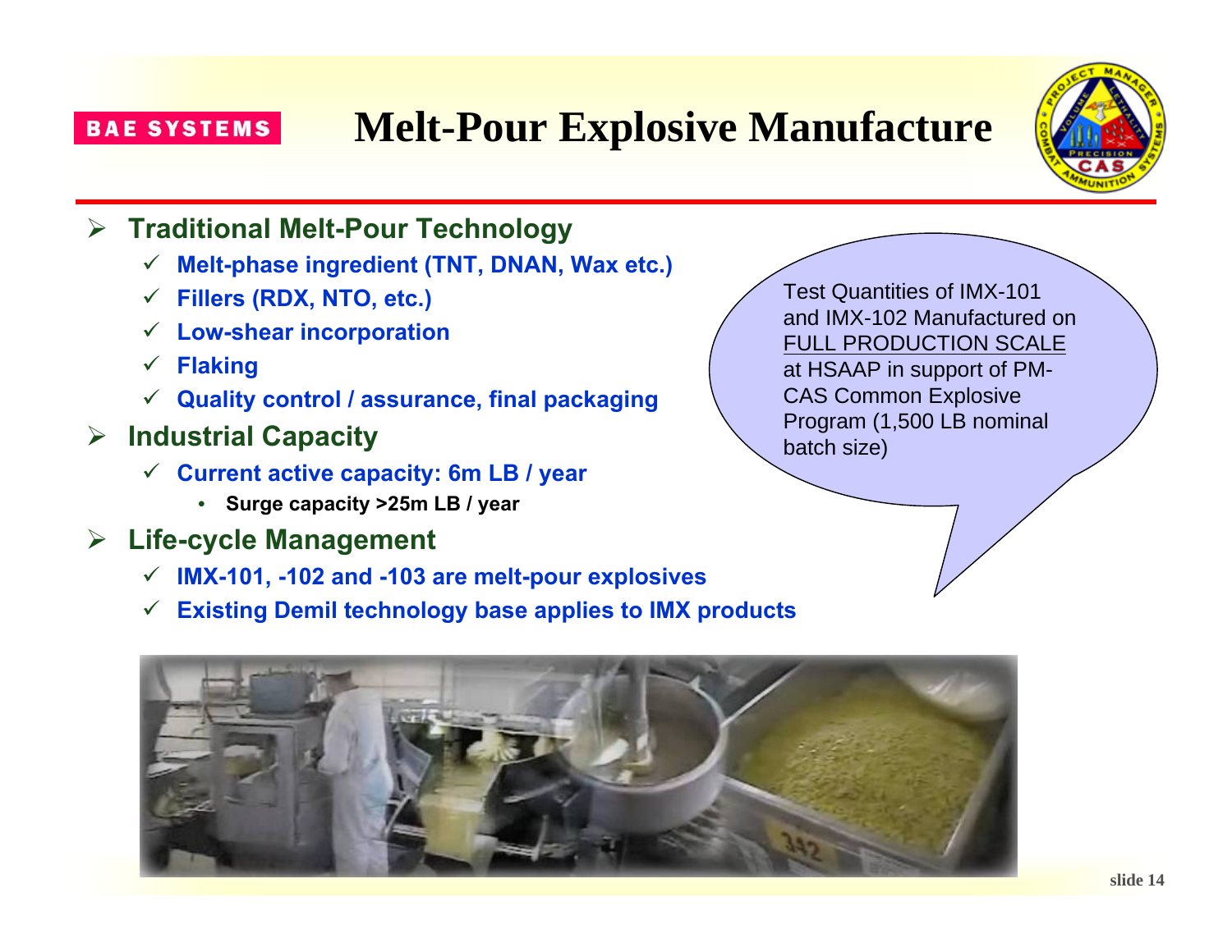BAE SYSTEMS

# Melt-Pour Explosive Manufacture

- **Traditional Melt-Pour Technology**
  - **Melt-phase ingredient (TNT, DNAN, Wax etc.)**
  - **Fillers (RDX, NTO, etc.)**
  - **Low-shear incorporation**
  - **Flaking**
  - **Quality control / assurance, final packaging**
- **Industrial Capacity**
  - **Current active capacity: 6m LB / year**
    - **Surge capacity >25m LB / year**
- **Life-cycle Management**
  - **IMX-101, -102 and -103 are melt-pour explosives**
  - **Existing Demil technology base applies to IMX products**

Test Quantities of IMX-101 and IMX-102 Manufactured on FULL PRODUCTION SCALE at HSAAP in support of PM-CAS Common Explosive Program (1,500 LB nominal batch size)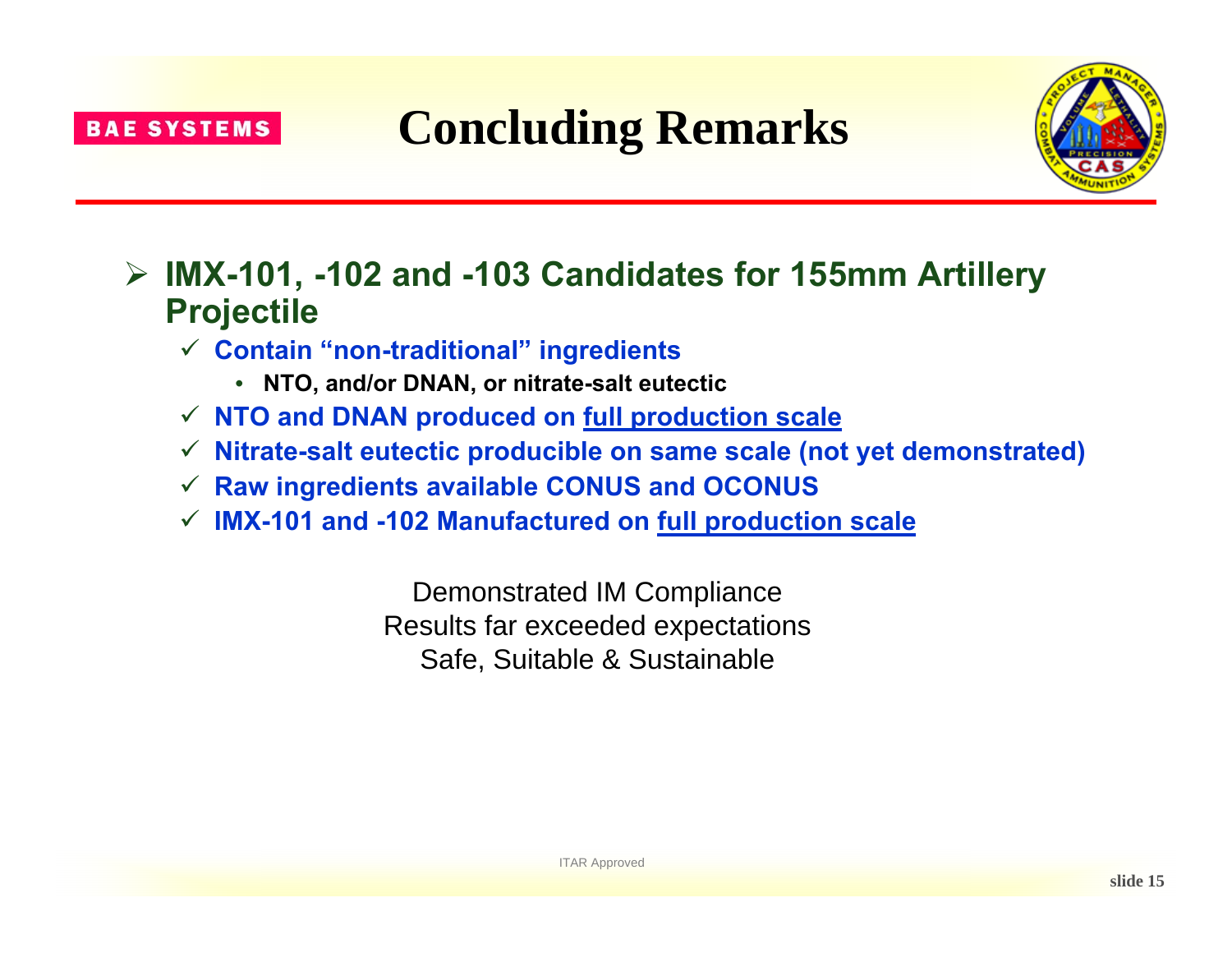# Concluding Remarks

- **IMX-101, -102 and -103 Candidates for 155mm Artillery Projectile**
  - ✓ **Contain "non-traditional" ingredients**
    - **NTO, and/or DNAN, or nitrate-salt eutectic**
  - ✓ **NTO and DNAN produced on full production scale**
  - ✓ **Nitrate-salt eutectic producible on same scale (not yet demonstrated)**
  - ✓ **Raw ingredients available CONUS and OCONUS**
  - ✓ **IMX-101 and -102 Manufactured on full production scale**

Demonstrated IM Compliance
Results far exceeded expectations
Safe, Suitable & Sustainable

ITAR Approved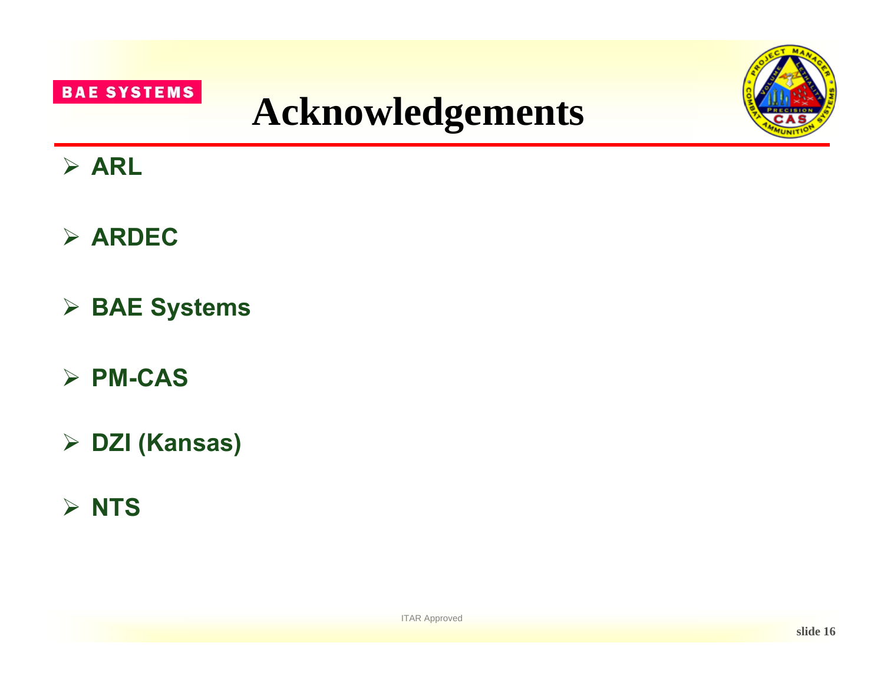# Acknowledgements

- **ARL**
- **ARDEC**
- **BAE Systems**
- **PM-CAS**
- **DZI (Kansas)**
- **NTS**

ITAR Approved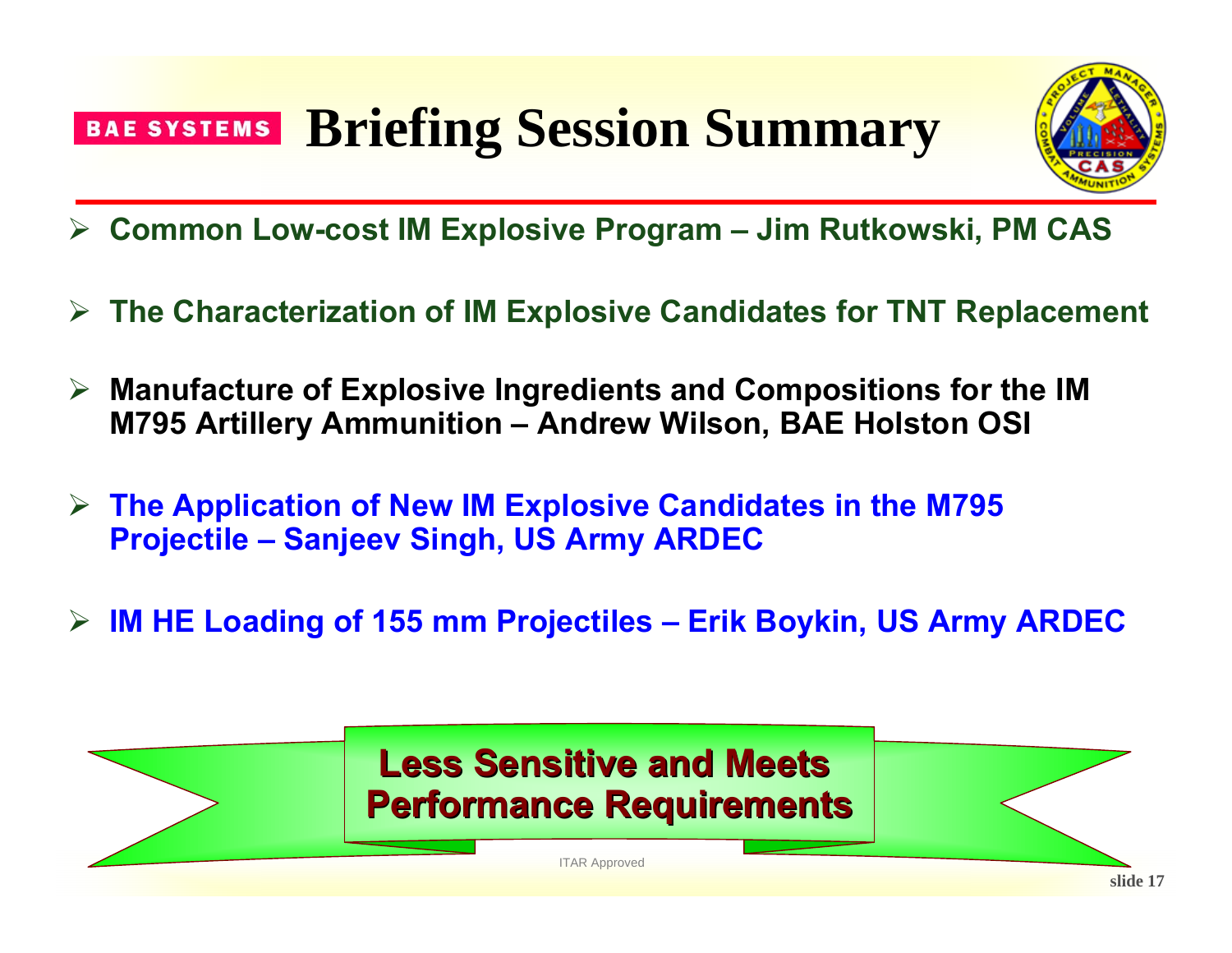# Briefing Session Summary

- **Common Low-cost IM Explosive Program – Jim Rutkowski, PM CAS**
- **The Characterization of IM Explosive Candidates for TNT Replacement**
- **Manufacture of Explosive Ingredients and Compositions for the IM M795 Artillery Ammunition – Andrew Wilson, BAE Holston OSI**
- **The Application of New IM Explosive Candidates in the M795 Projectile – Sanjeev Singh, US Army ARDEC**
- **IM HE Loading of 155 mm Projectiles – Erik Boykin, US Army ARDEC**

**Less Sensitive and Meets Performance Requirements**

ITAR Approved